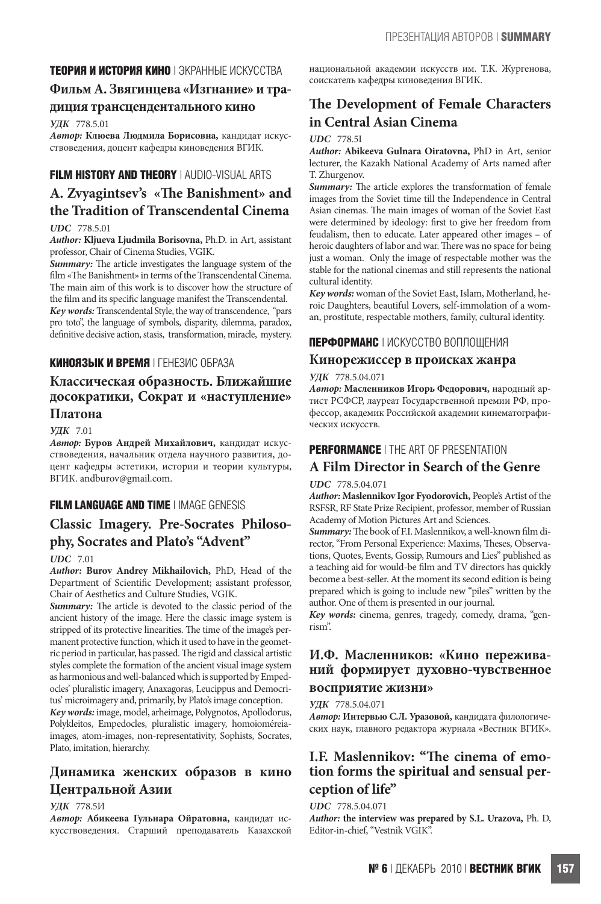**ТЕОРИЯ И ИСТОРИЯ КИНО** | ЭКРАННЫЕ ИСКУССТВА

## Фильм А. Звягинцева «Изгнание» и традиция трансцендентального кино

***УДК*** 778.5.01

***Автор:*** **Клюева Людмила Борисовна,** кандидат искусствоведения, доцент кафедры киноведения ВГИК.

**FILM HISTORY AND THEORY** | AUDIO-VISUAL ARTS

## A. Zvyagintsev's «The Banishment» and the Tradition of Transcendental Cinema

***UDC*** 778.5.01

***Author:*** **Kljueva Ljudmila Borisovna,** Ph.D. in Art, assistant professor, Chair of Cinema Studies, VGIK.

***Summary:*** The article investigates the language system of the film «The Banishment» in terms of the Transcendental Cinema. The main aim of this work is to discover how the structure of the film and its specific language manifest the Transcendental.

***Key words:*** Transcendental Style, the way of transcendence, "pars pro toto", the language of symbols, disparity, dilemma, paradox, definitive decisive action, stasis, transformation, miracle, mystery.

**КИНОЯЗЫК И ВРЕМЯ** | ГЕНЕЗИС ОБРАЗА

## Классическая образность. Ближайшие досократики, Сократ и «наступление» Платона

***УДК*** 7.01

***Автор:*** **Буров Андрей Михайлович,** кандидат искусствоведения, начальник отдела научного развития, доцент кафедры эстетики, истории и теории культуры, ВГИК. andburov@gmail.com.

**FILM LANGUAGE AND TIME** | IMAGE GENESIS

## Classic Imagery. Pre-Socrates Philosophy, Socrates and Plato's "Advent"

***UDC*** 7.01

***Author:*** **Burov Andrey Mikhailovich,** PhD, Head of the Department of Scientific Development; assistant professor, Chair of Aesthetics and Culture Studies, VGIK.

***Summary:*** The article is devoted to the classic period of the ancient history of the image. Here the classic image system is stripped of its protective linearities. The time of the image's permanent protective function, which it used to have in the geometric period in particular, has passed. The rigid and classical artistic styles complete the formation of the ancient visual image system as harmonious and well-balanced which is supported by Empedocles' pluralistic imagery, Anaxagoras, Leucippus and Democritus' microimagery and, primarily, by Plato's image conception.

***Key words:*** image, model, arheimage, Polygnotos, Apollodorus, Polykleitos, Empedocles, pluralistic imagery, homoioméreia-images, atom-images, non-representativity, Sophists, Socrates, Plato, imitation, hierarchy.

## Динамика женских образов в кино Центральной Азии

***УДК*** 778.5И

***Автор:*** **Абикеева Гульнара Ойратовна,** кандидат искусствоведения. Старший преподаватель Казахской национальной академии искусств им. Т.К. Жургенова, соискатель кафедры киноведения ВГИК.

## The Development of Female Characters in Central Asian Cinema

***UDC*** 778.5I

***Author:*** **Abikeeva Gulnara Oiratovna,** PhD in Art, senior lecturer, the Kazakh National Academy of Arts named after T. Zhurgenov.

***Summary:*** The article explores the transformation of female images from the Soviet time till the Independence in Central Asian cinemas. The main images of woman of the Soviet East were determined by ideology: first to give her freedom from feudalism, then to educate. Later appeared other images – of heroic daughters of labor and war. There was no space for being just a woman. Only the image of respectable mother was the stable for the national cinemas and still represents the national cultural identity.

***Key words:*** woman of the Soviet East, Islam, Motherland, heroic Daughters, beautiful Lovers, self-immolation of a woman, prostitute, respectable mothers, family, cultural identity.

**ПЕРФОРМАНС** | ИСКУССТВО ВОПЛОЩЕНИЯ

## Кинорежиссер в поисках жанра

***УДК*** 778.5.04.071

***Автор:*** **Масленников Игорь Федорович,** народный артист РСФСР, лауреат Государственной премии РФ, профессор, академик Российской академии кинематографических искусств.

**PERFORMANCE** | THE ART OF PRESENTATION

## A Film Director in Search of the Genre

***UDC*** 778.5.04.071

***Author:*** **Maslennikov Igor Fyodorovich,** People's Artist of the RSFSR, RF State Prize Recipient, professor, member of Russian Academy of Motion Pictures Art and Sciences.

***Summary:*** The book of F.I. Maslennikov, a well-known film director, "From Personal Experience: Maxims, Theses, Observations, Quotes, Events, Gossip, Rumours and Lies" published as a teaching aid for would-be film and TV directors has quickly become a best-seller. At the moment its second edition is being prepared which is going to include new "piles" written by the author. One of them is presented in our journal.

***Key words:*** cinema, genres, tragedy, comedy, drama, "genrism".

## И.Ф. Масленников: «Кино переживаний формирует духовно-чувственное восприятие жизни»

***УДК*** 778.5.04.071

***Автор:*** **Интервью С.Л. Уразовой,** кандидата филологических наук, главного редактора журнала «Вестник ВГИК».

## I.F. Maslennikov: "The cinema of emotion forms the spiritual and sensual perception of life"

***UDC*** 778.5.04.071

***Author:*** **the interview was prepared by S.L. Urazova,** Ph. D, Editor-in-chief, "Vestnik VGIK".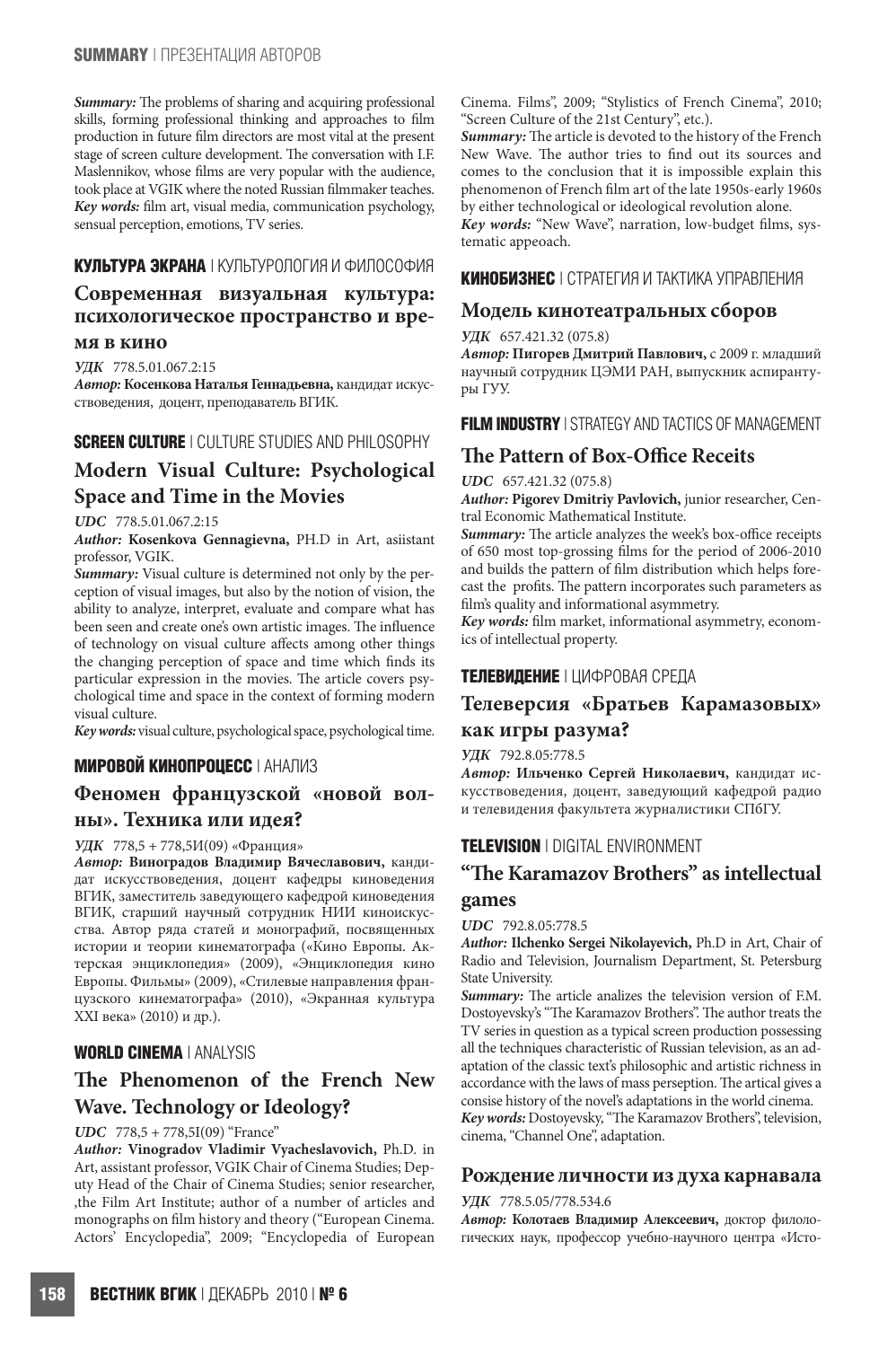*Summary:* The problems of sharing and acquiring professional skills, forming professional thinking and approaches to film production in future film directors are most vital at the present stage of screen culture development. The conversation with I.F. Maslennikov, whose films are very popular with the audience, took place at VGIK where the noted Russian filmmaker teaches.
*Key words:* film art, visual media, communication psychology, sensual perception, emotions, TV series.

**КУЛЬТУРА ЭКРАНА** | КУЛЬТУРОЛОГИЯ И ФИЛОСОФИЯ

## Современная визуальная культура: психологическое пространство и время в кино

*УДК* 778.5.01.067.2:15
*Автор:* **Косенкова Наталья Геннадьевна,** кандидат искусствоведения, доцент, преподаватель ВГИК.

**SCREEN CULTURE** | CULTURE STUDIES AND PHILOSOPHY

## Modern Visual Culture: Psychological Space and Time in the Movies

*UDC* 778.5.01.067.2:15
*Author:* **Kosenkova Gennagievna,** PH.D in Art, asiistant professor, VGIK.
*Summary:* Visual culture is determined not only by the perception of visual images, but also by the notion of vision, the ability to analyze, interpret, evaluate and compare what has been seen and create one's own artistic images. The influence of technology on visual culture affects among other things the changing perception of space and time which finds its particular expression in the movies. The article covers psychological time and space in the context of forming modern visual culture.
*Key words:* visual culture, psychological space, psychological time.

**МИРОВОЙ КИНОПРОЦЕСС** | АНАЛИЗ

## Феномен французской «новой волны». Техника или идея?

*УДК* 778,5 + 778,5И(09) «Франция»
*Автор:* **Виноградов Владимир Вячеславович,** кандидат искусствоведения, доцент кафедры киноведения ВГИК, заместитель заведующего кафедрой киноведения ВГИК, старший научный сотрудник НИИ киноискусства. Автор ряда статей и монографий, посвященных истории и теории кинематографа («Кино Европы. Актерская энциклопедия» (2009), «Энциклопедия кино Европы. Фильмы» (2009), «Стилевые направления французского кинематографа» (2010), «Экранная культура XXI века» (2010) и др.).

**WORLD CINEMA** | ANALYSIS

## The Phenomenon of the French New Wave. Technology or Ideology?

*UDC* 778,5 + 778,5I(09) "France"
*Author:* **Vinogradov Vladimir Vyacheslavovich,** Ph.D. in Art, assistant professor, VGIK Chair of Cinema Studies; Deputy Head of the Chair of Cinema Studies; senior researcher, ,the Film Art Institute; author of a number of articles and monographs on film history and theory ("European Cinema. Actors' Encyclopedia", 2009; "Encyclopedia of European Cinema. Films", 2009; "Stylistics of French Cinema", 2010; "Screen Culture of the 21st Century", etc.).
*Summary:* The article is devoted to the history of the French New Wave. The author tries to find out its sources and comes to the conclusion that it is impossible explain this phenomenon of French film art of the late 1950s-early 1960s by either technological or ideological revolution alone.
*Key words:* "New Wave", narration, low-budget films, systematic appeoach.

**КИНОБИЗНЕС** | СТРАТЕГИЯ И ТАКТИКА УПРАВЛЕНИЯ

## Модель кинотеатральных сборов

*УДК* 657.421.32 (075.8)
*Автор:* **Пигорев Дмитрий Павлович,** с 2009 г. младший научный сотрудник ЦЭМИ РАН, выпускник аспирантуры ГУУ.

**FILM INDUSTRY** | STRATEGY AND TACTICS OF MANAGEMENT

## The Pattern of Box-Office Receits

*UDC* 657.421.32 (075.8)
*Author:* **Pigorev Dmitriy Pavlovich,** junior researcher, Central Economic Mathematical Institute.
*Summary:* The article analyzes the week's box-office receipts of 650 most top-grossing films for the period of 2006-2010 and builds the pattern of film distribution which helps forecast the profits. The pattern incorporates such parameters as film's quality and informational asymmetry.
*Key words:* film market, informational asymmetry, economics of intellectual property.

**ТЕЛЕВИДЕНИЕ** | ЦИФРОВАЯ СРЕДА

## Телеверсия «Братьев Карамазовых» как игры разума?

*УДК* 792.8.05:778.5
*Автор:* **Ильченко Сергей Николаевич,** кандидат искусствоведения, доцент, заведующий кафедрой радио и телевидения факультета журналистики СПбГУ.

**TELEVISION** | DIGITAL ENVIRONMENT

## "The Karamazov Brothers" as intellectual games

*UDC* 792.8.05:778.5
*Author:* **Ilchenko Sergei Nikolayevich,** Ph.D in Art, Chair of Radio and Television, Journalism Department, St. Petersburg State University.
*Summary:* The article analizes the television version of F.M. Dostoyevsky's "The Karamazov Brothers". The author treats the TV series in question as a typical screen production possessing all the techniques characteristic of Russian television, as an adaptation of the classic text's philosophic and artistic richness in accordance with the laws of mass perseption. The artical gives a consise history of the novel's adaptations in the world cinema.
*Key words:* Dostoyevsky, "The Karamazov Brothers", television, cinema, "Channel One", adaptation.

## Рождение личности из духа карнавала

*УДК* 778.5.05/778.534.6
*Автор:* **Колотаев Владимир Алексеевич,** доктор филологических наук, профессор учебно-научного центра «Исто-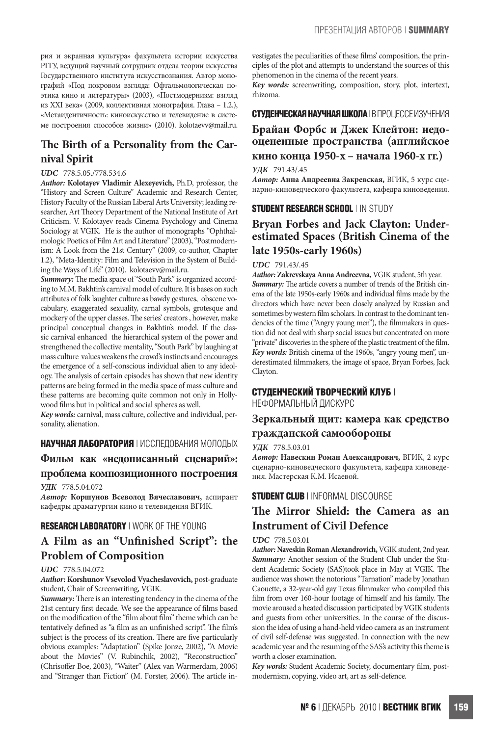рия и экранная культура» факультета истории искусства РГГУ, ведущий научный сотрудник отдела теории искусства Государственного института искусствознания. Автор монографий «Под покровом взгляда: Офтальмологическая поэтика кино и литературы» (2003), «Постмодернизм: взгляд из XXI века» (2009, коллективная монография. Глава – 1.2.), «Метаидентичность: киноискусство и телевидение в системе построения способов жизни» (2010). kolotaevv@mail.ru.

## The Birth of a Personality from the Carnival Spirit

*UDC* 778.5.05./778.534.6

***Author:*** **Kolotayev Vladimir Alexeyevich,** Ph.D, professor, the "History and Screen Culture" Academic and Research Center, History Faculty of the Russian Liberal Arts University; leading researcher, Art Theory Department of the National Institute of Art Criticism. V. Kolotayev reads Cinema Psychology and Cinema Sociology at VGIK. He is the author of monographs "Ophthalmologic Poetics of Film Art and Literature" (2003), "Postmodernism: A Look from the 21st Century" (2009, co-author, Chapter 1.2), "Meta-Identity: Film and Television in the System of Building the Ways of Life" (2010). kolotaevv@mail.ru.

***Summary:*** The media space of "South Park" is organized according to M.M. Bakhtin's carnival model of culture. It is bases on such attributes of folk laughter culture as bawdy gestures, obscene vocabulary, exaggerated sexuality, carnal symbols, grotesque and mockery of the upper classes. The series' creators , however, make principal conceptual changes in Bakhtin's model. If the classic carnival enhanced the hierarchical system of the power and strengthened the collective mentality, "South Park" by laughing at mass culture values weakens the crowd's instincts and encourages the emergence of a self-conscious individual alien to any ideology. The analysis of certain episodes has shown that new identity patterns are being formed in the media space of mass culture and these patterns are becoming quite common not only in Hollywood films but in political and social spheres as well.

***Key words:*** carnival, mass culture, collective and individual, personality, alienation.

**НАУЧНАЯ ЛАБОРАТОРИЯ** | ИССЛЕДОВАНИЯ МОЛОДЫХ

## Фильм как «недописанный сценарий»: проблема композиционного построения

***УДК*** 778.5.04.072

***Автор:*** **Коршунов Всеволод Вячеславович,** аспирант кафедры драматургии кино и телевидения ВГИК.

**RESEARCH LABORATORY** | WORK OF THE YOUNG

## A Film as an "Unfinished Script": the Problem of Composition

*UDC* 778.5.04.072

***Author:*** **Korshunov Vsevolod Vyacheslavovich,** post-graduate student, Chair of Screenwriting, VGIK.

***Summary:*** There is an interesting tendency in the cinema of the 21st century first decade. We see the appearance of films based on the modification of the "film about film" theme which can be tentatively defined as "a film as an unfinished script". The film's subject is the process of its creation. There are five particularly obvious examples: "Adaptation" (Spike Jonze, 2002), "A Movie about the Movies" (V. Rubinchik, 2002), "Reconstruction" (Chrisoffer Boe, 2003), "Waiter" (Alex van Warmerdam, 2006) and "Stranger than Fiction" (M. Forster, 2006). The article investigates the peculiarities of these films' composition, the principles of the plot and attempts to understand the sources of this phenomenon in the cinema of the recent years.

***Key words:*** screenwriting, composition, story, plot, intertext, rhizoma.

**СТУДЕНЧЕСКАЯ НАУЧНАЯ ШКОЛА** | В ПРОЦЕССЕ ИЗУЧЕНИЯ

## Брайан Форбс и Джек Клейтон: недооцененные пространства (английское кино конца 1950-х – начала 1960-х гг.)

***УДК*** 791.43/.45

***Автор:*** **Анна Андреевна Закревская,** ВГИК, 5 курс сценарно-киноведческого факультета, кафедра киноведения.

**STUDENT RESEARCH SCHOOL** | IN STUDY

## Bryan Forbes and Jack Clayton: Underestimated Spaces (British Cinema of the late 1950s-early 1960s)

*UDC* 791.43/.45

***Author:*** **Zakrevskaya Anna Andreevna,** VGIK student, 5th year.

***Summary:*** The article covers a number of trends of the British cinema of the late 1950s-early 1960s and individual films made by the directors which have never been closely analyzed by Russian and sometimes by western film scholars. In contrast to the dominant tendencies of the time ("Angry young men"), the filmmakers in question did not deal with sharp social issues but concentrated on more "private" discoveries in the sphere of the plastic treatment of the film.

***Key words:*** British cinema of the 1960s, "angry young men", underestimated filmmakers, the image of space, Bryan Forbes, Jack Clayton.

**СТУДЕНЧЕСКИЙ ТВОРЧЕСКИЙ КЛУБ** | НЕФОРМАЛЬНЫЙ ДИСКУРС

## Зеркальный щит: камера как средство гражданской самообороны

***УДК*** 778.5.03.01

***Автор:*** **Навескин Роман Александрович,** ВГИК, 2 курс сценарно-киноведческого факультета, кафедра киноведения. Мастерская К.М. Исаевой.

**STUDENT CLUB** | INFORMAL DISCOURSE

## The Mirror Shield: the Camera as an Instrument of Civil Defence

*UDC* 778.5.03.01

***Author:*** **Naveskin Roman Alexandrovich,** VGIK student, 2nd year.

***Summary:*** Another session of the Student Club under the Student Academic Society (SAS)took place in May at VGIK. The audience was shown the notorious "Tarnation" made by Jonathan Caouette, a 32-year-old gay Texas filmmaker who compiled this film from over 160-hour footage of himself and his family. The movie aroused a heated discussion participated by VGIK students and guests from other universities. In the course of the discussion the idea of using a hand-held video camera as an instrument of civil self-defense was suggested. In connection with the new academic year and the resuming of the SAS's activity this theme is worth a closer examination.

***Key words:*** Student Academic Society, documentary film, postmodernism, copying, video art, art as self-defence.